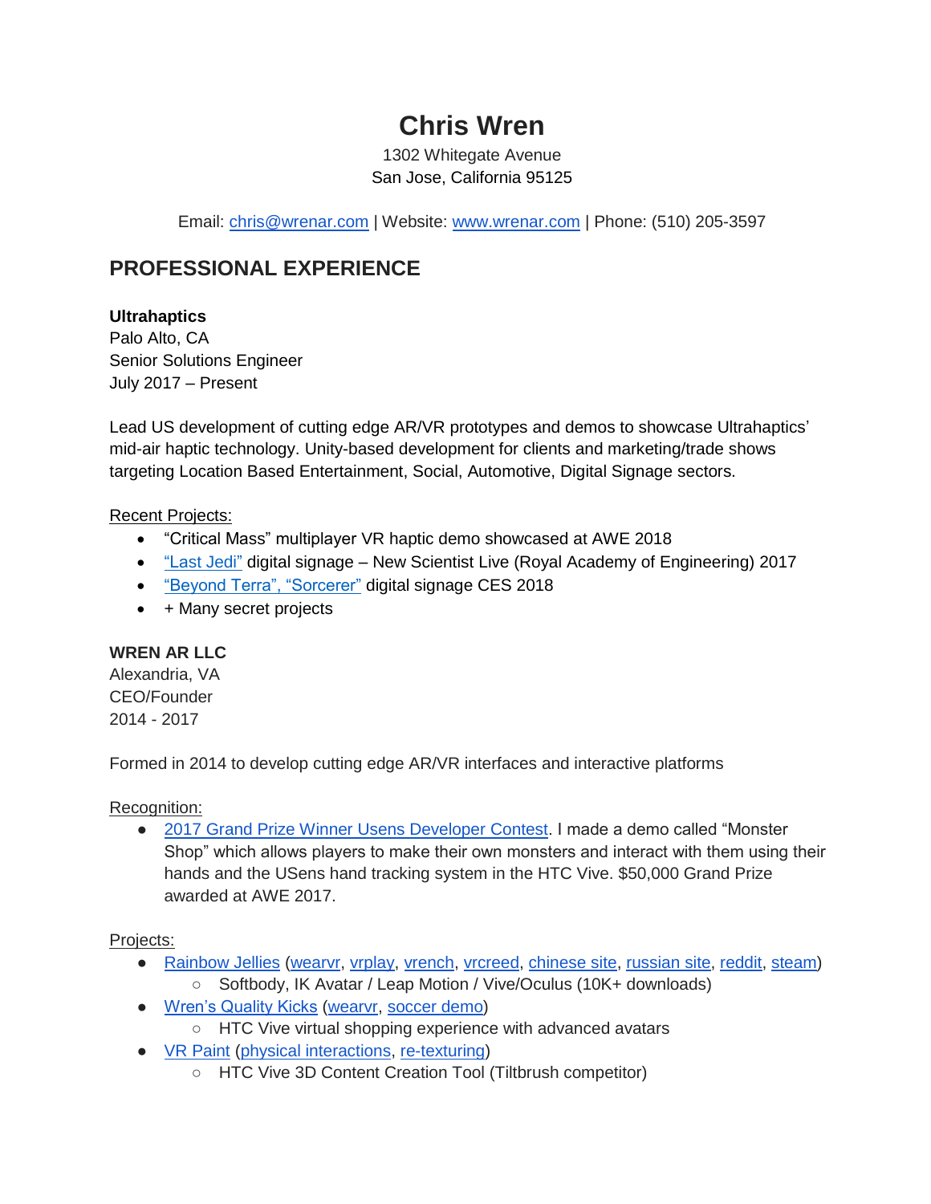# Chris Wren

1302 Whitegate Avenue
San Jose, California 95125

Email: chris@wrenar.com | Website: www.wrenar.com | Phone: (510) 205-3597

## PROFESSIONAL EXPERIENCE

**Ultrahaptics**
Palo Alto, CA
Senior Solutions Engineer
July 2017 – Present

Lead US development of cutting edge AR/VR prototypes and demos to showcase Ultrahaptics' mid-air haptic technology. Unity-based development for clients and marketing/trade shows targeting Location Based Entertainment, Social, Automotive, Digital Signage sectors.

Recent Projects:

- "Critical Mass" multiplayer VR haptic demo showcased at AWE 2018
- "Last Jedi" digital signage – New Scientist Live (Royal Academy of Engineering) 2017
- "Beyond Terra", "Sorcerer" digital signage CES 2018
- + Many secret projects

**WREN AR LLC**
Alexandria, VA
CEO/Founder
2014 - 2017

Formed in 2014 to develop cutting edge AR/VR interfaces and interactive platforms

Recognition:

- 2017 Grand Prize Winner Usens Developer Contest. I made a demo called "Monster Shop" which allows players to make their own monsters and interact with them using their hands and the USens hand tracking system in the HTC Vive. $50,000 Grand Prize awarded at AWE 2017.

Projects:

- Rainbow Jellies (wearvr, vrplay, vrench, vrcreed, chinese site, russian site, reddit, steam)
  - Softbody, IK Avatar / Leap Motion / Vive/Oculus (10K+ downloads)
- Wren's Quality Kicks (wearvr, soccer demo)
  - HTC Vive virtual shopping experience with advanced avatars
- VR Paint (physical interactions, re-texturing)
  - HTC Vive 3D Content Creation Tool (Tiltbrush competitor)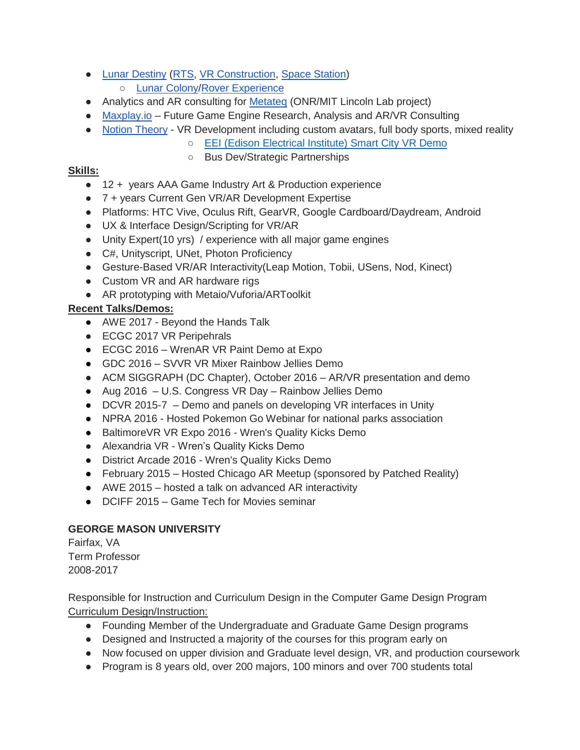- Lunar Destiny (RTS, VR Construction, Space Station)
  - Lunar Colony/Rover Experience
- Analytics and AR consulting for Metateq (ONR/MIT Lincoln Lab project)
- Maxplay.io – Future Game Engine Research, Analysis and AR/VR Consulting
- Notion Theory - VR Development including custom avatars, full body sports, mixed reality
  - EEI (Edison Electrical Institute) Smart City VR Demo
  - Bus Dev/Strategic Partnerships

**Skills:**

- 12 + years AAA Game Industry Art & Production experience
- 7 + years Current Gen VR/AR Development Expertise
- Platforms: HTC Vive, Oculus Rift, GearVR, Google Cardboard/Daydream, Android
- UX & Interface Design/Scripting for VR/AR
- Unity Expert(10 yrs) / experience with all major game engines
- C#, Unityscript, UNet, Photon Proficiency
- Gesture-Based VR/AR Interactivity(Leap Motion, Tobii, USens, Nod, Kinect)
- Custom VR and AR hardware rigs
- AR prototyping with Metaio/Vuforia/ARToolkit

**Recent Talks/Demos:**

- AWE 2017 - Beyond the Hands Talk
- ECGC 2017 VR Peripehrals
- ECGC 2016 – WrenAR VR Paint Demo at Expo
- GDC 2016 – SVVR VR Mixer Rainbow Jellies Demo
- ACM SIGGRAPH (DC Chapter), October 2016 – AR/VR presentation and demo
- Aug 2016 – U.S. Congress VR Day – Rainbow Jellies Demo
- DCVR 2015-7 – Demo and panels on developing VR interfaces in Unity
- NPRA 2016 - Hosted Pokemon Go Webinar for national parks association
- BaltimoreVR VR Expo 2016 - Wren's Quality Kicks Demo
- Alexandria VR - Wren's Quality Kicks Demo
- District Arcade 2016 - Wren's Quality Kicks Demo
- February 2015 – Hosted Chicago AR Meetup (sponsored by Patched Reality)
- AWE 2015 – hosted a talk on advanced AR interactivity
- DCIFF 2015 – Game Tech for Movies seminar

**GEORGE MASON UNIVERSITY**
Fairfax, VA
Term Professor
2008-2017

Responsible for Instruction and Curriculum Design in the Computer Game Design Program
Curriculum Design/Instruction:

- Founding Member of the Undergraduate and Graduate Game Design programs
- Designed and Instructed a majority of the courses for this program early on
- Now focused on upper division and Graduate level design, VR, and production coursework
- Program is 8 years old, over 200 majors, 100 minors and over 700 students total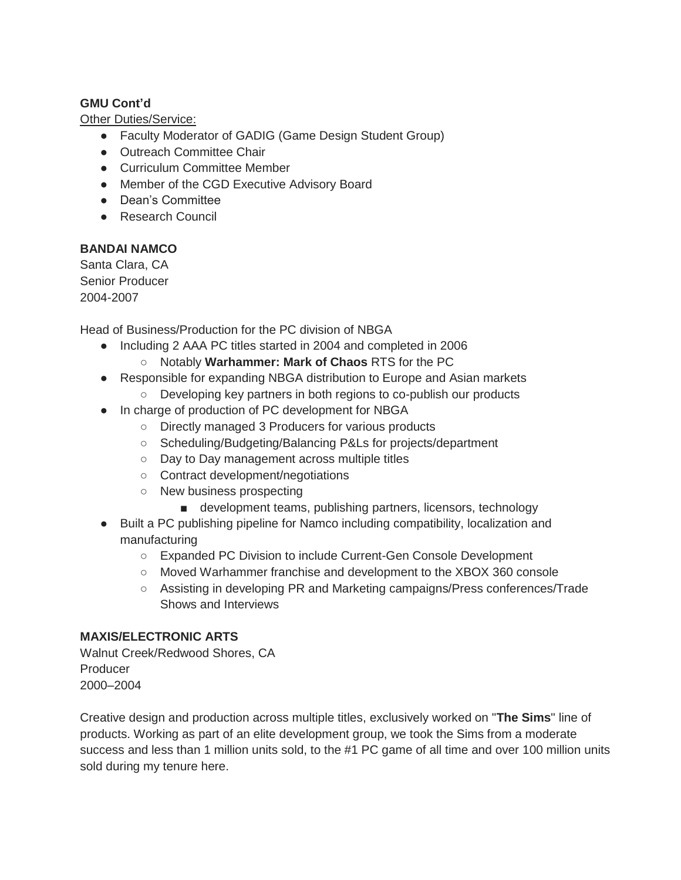**GMU Cont'd**

Other Duties/Service:

- Faculty Moderator of GADIG (Game Design Student Group)
- Outreach Committee Chair
- Curriculum Committee Member
- Member of the CGD Executive Advisory Board
- Dean's Committee
- Research Council

**BANDAI NAMCO**
Santa Clara, CA
Senior Producer
2004-2007

Head of Business/Production for the PC division of NBGA

- Including 2 AAA PC titles started in 2004 and completed in 2006
  - Notably **Warhammer: Mark of Chaos** RTS for the PC
- Responsible for expanding NBGA distribution to Europe and Asian markets
  - Developing key partners in both regions to co-publish our products
- In charge of production of PC development for NBGA
  - Directly managed 3 Producers for various products
  - Scheduling/Budgeting/Balancing P&Ls for projects/department
  - Day to Day management across multiple titles
  - Contract development/negotiations
  - New business prospecting
    - development teams, publishing partners, licensors, technology
- Built a PC publishing pipeline for Namco including compatibility, localization and manufacturing
  - Expanded PC Division to include Current-Gen Console Development
  - Moved Warhammer franchise and development to the XBOX 360 console
  - Assisting in developing PR and Marketing campaigns/Press conferences/Trade Shows and Interviews

**MAXIS/ELECTRONIC ARTS**
Walnut Creek/Redwood Shores, CA
Producer
2000–2004

Creative design and production across multiple titles, exclusively worked on "**The Sims**" line of products. Working as part of an elite development group, we took the Sims from a moderate success and less than 1 million units sold, to the #1 PC game of all time and over 100 million units sold during my tenure here.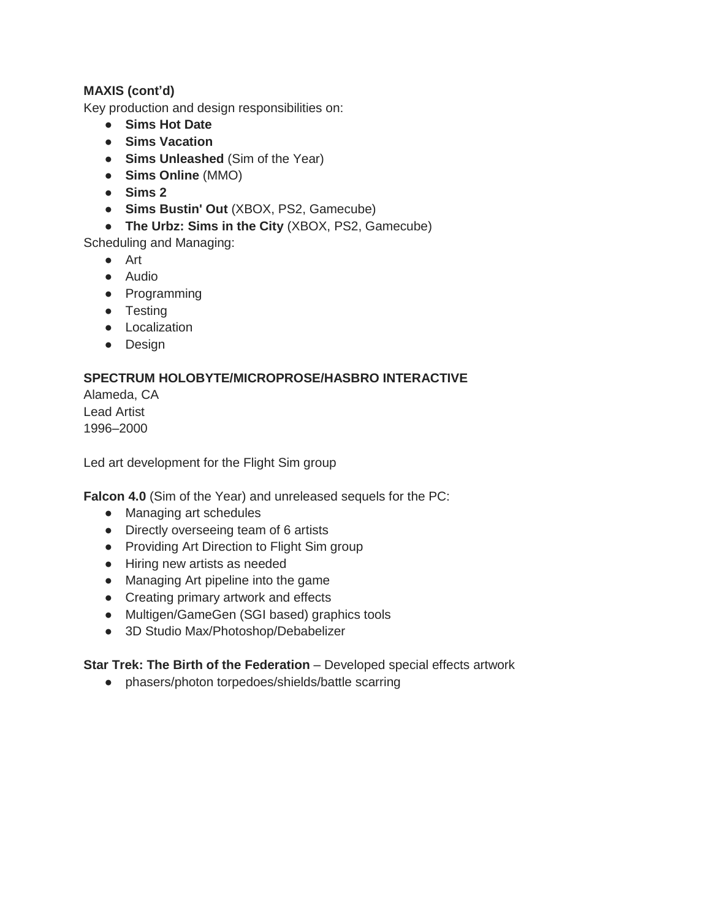**MAXIS (cont'd)**
Key production and design responsibilities on:

- **Sims Hot Date**
- **Sims Vacation**
- **Sims Unleashed** (Sim of the Year)
- **Sims Online** (MMO)
- **Sims 2**
- **Sims Bustin' Out** (XBOX, PS2, Gamecube)
- **The Urbz: Sims in the City** (XBOX, PS2, Gamecube)

Scheduling and Managing:

- Art
- Audio
- Programming
- Testing
- Localization
- Design

**SPECTRUM HOLOBYTE/MICROPROSE/HASBRO INTERACTIVE**
Alameda, CA
Lead Artist
1996–2000

Led art development for the Flight Sim group

**Falcon 4.0** (Sim of the Year) and unreleased sequels for the PC:

- Managing art schedules
- Directly overseeing team of 6 artists
- Providing Art Direction to Flight Sim group
- Hiring new artists as needed
- Managing Art pipeline into the game
- Creating primary artwork and effects
- Multigen/GameGen (SGI based) graphics tools
- 3D Studio Max/Photoshop/Debabelizer

**Star Trek: The Birth of the Federation** – Developed special effects artwork

- phasers/photon torpedoes/shields/battle scarring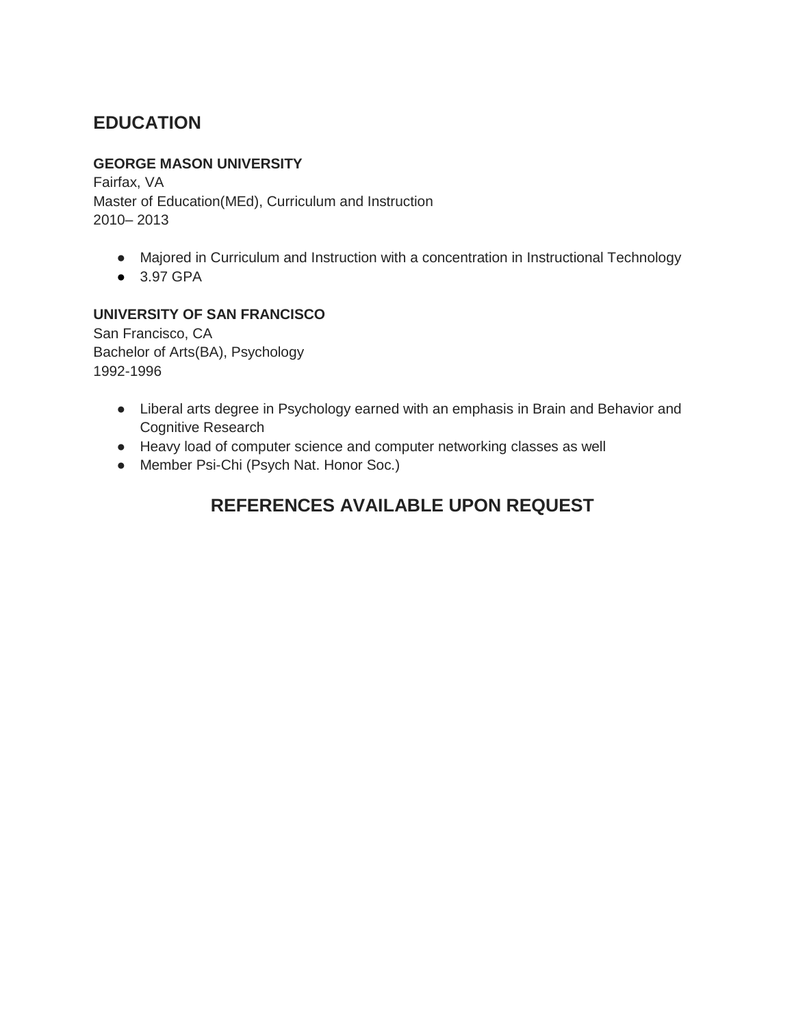## EDUCATION

**GEORGE MASON UNIVERSITY**
Fairfax, VA
Master of Education(MEd), Curriculum and Instruction
2010– 2013

- Majored in Curriculum and Instruction with a concentration in Instructional Technology
- 3.97 GPA

**UNIVERSITY OF SAN FRANCISCO**
San Francisco, CA
Bachelor of Arts(BA), Psychology
1992-1996

- Liberal arts degree in Psychology earned with an emphasis in Brain and Behavior and Cognitive Research
- Heavy load of computer science and computer networking classes as well
- Member Psi-Chi (Psych Nat. Honor Soc.)

## REFERENCES AVAILABLE UPON REQUEST